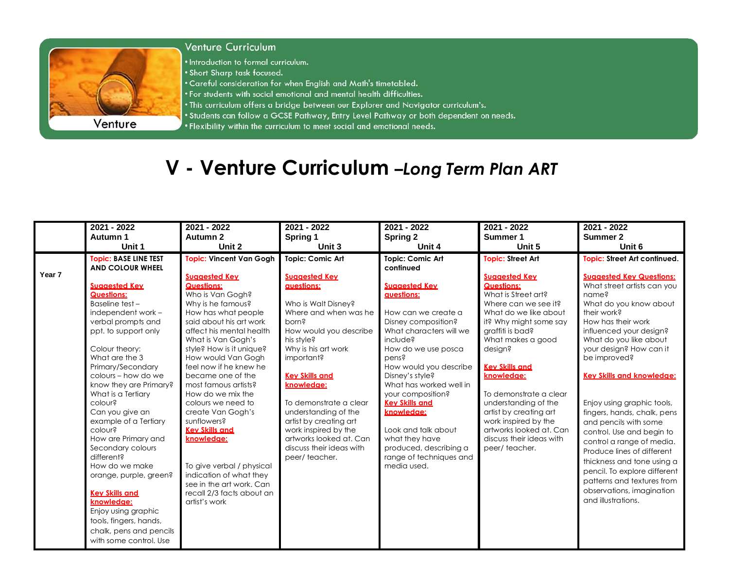## Venture Curriculum

- Introduction to formal curriculum.
- Short Sharp task focused.
- Careful consideration for when English and Math's timetabled.
- For students with social emotional and mental health difficulties.
- This curriculum offers a bridge between our Explorer and Navigator curriculum's.
- Students can follow a GCSE Pathway, Entry Level Pathway or both dependent on needs.
- Flexibility within the curriculum to meet social and emotional needs.

Venture

# V - Venture Curriculum *–Long Term Plan ART*

| | 2021 - 2022<br>Autumn 1<br>Unit 1 | 2021 - 2022<br>Autumn 2<br>Unit 2 | 2021 - 2022<br>Spring 1<br>Unit 3 | 2021 - 2022<br>Spring 2<br>Unit 4 | 2021 - 2022<br>Summer 1<br>Unit 5 | 2021 - 2022<br>Summer 2<br>Unit 6 |
|---|---|---|---|---|---|---|
| **Year 7** | **Topic: BASE LINE TEST AND COLOUR WHEEL**<br><br>**Suggested Key Questions:**<br>Baseline test – independent work – verbal prompts and ppt. to support only<br><br>Colour theory:<br>What are the 3 Primary/Secondary colours – how do we know they are Primary?<br>What is a Tertiary colour?<br>Can you give an example of a Tertiary colour?<br>How are Primary and Secondary colours different?<br>How do we make orange, purple, green?<br><br>**Key Skills and knowledge:**<br>Enjoy using graphic tools, fingers, hands, chalk, pens and pencils with some control. Use | **Topic: Vincent Van Gogh**<br><br>**Suggested Key Questions:**<br>Who is Van Gogh?<br>Why is he famous?<br>How has what people said about his art work affect his mental health<br>What is Van Gogh's style? How is it unique?<br>How would Van Gogh feel now if he knew he became one of the most famous artists?<br>How do we mix the colours we need to create Van Gogh's sunflowers?<br>**Key Skills and knowledge:**<br><br>To give verbal / physical indication of what they see in the art work. Can recall 2/3 facts about an artist's work | **Topic: Comic Art**<br><br>**Suggested Key questions:**<br><br>Who is Walt Disney?<br>Where and when was he born?<br>How would you describe his style?<br>Why is his art work important?<br><br>**Key Skills and knowledge:**<br><br>To demonstrate a clear understanding of the artist by creating art work inspired by the artworks looked at. Can discuss their ideas with peer/ teacher. | **Topic: Comic Art continued**<br><br>**Suggested Key questions:**<br><br>How can we create a Disney composition?<br>What characters will we include?<br>How do we use posca pens?<br>How would you describe Disney's style?<br>What has worked well in your composition?<br>**Key Skills and knowledge:**<br><br>Look and talk about what they have produced, describing a range of techniques and media used. | **Topic: Street Art**<br><br>**Suggested Key Questions:**<br>What is Street art?<br>Where can we see it?<br>What do we like about it? Why might some say graffiti is bad?<br>What makes a good design?<br><br>**Key Skills and knowledge:**<br><br>To demonstrate a clear understanding of the artist by creating art work inspired by the artworks looked at. Can discuss their ideas with peer/ teacher. | **Topic: Street Art continued.**<br><br>**Suggested Key Questions:**<br>What street artists can you name?<br>What do you know about their work?<br>How has their work influenced your design?<br>What do you like about your design? How can it be improved?<br><br>**Key Skills and knowledge:**<br><br>Enjoy using graphic tools, fingers, hands, chalk, pens and pencils with some control. Use and begin to control a range of media. Produce lines of different thickness and tone using a pencil. To explore different patterns and textures from observations, imagination and illustrations. |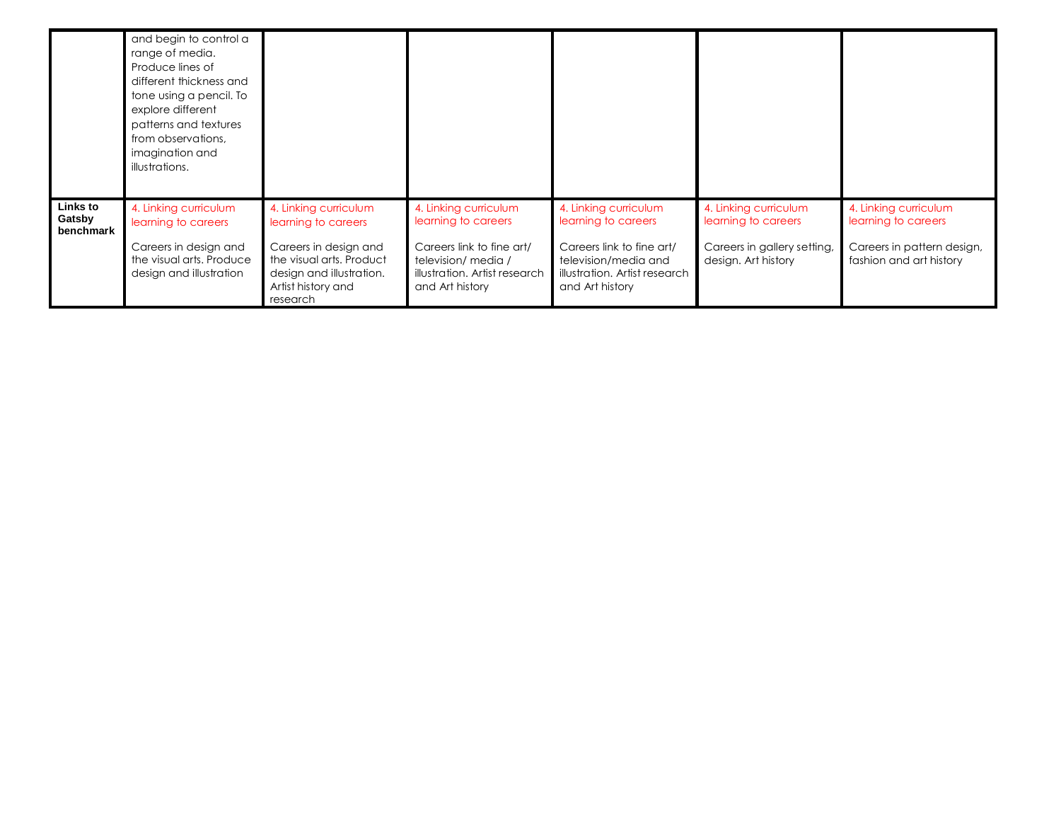| | | | | | | |
|---|---|---|---|---|---|---|
| | and begin to control a range of media. Produce lines of different thickness and tone using a pencil. To explore different patterns and textures from observations, imagination and illustrations. | | | | | |
| **Links to Gatsby benchmark** | 4. Linking curriculum learning to careers<br><br>Careers in design and the visual arts. Produce design and illustration | 4. Linking curriculum learning to careers<br><br>Careers in design and the visual arts. Product design and illustration. Artist history and research | 4. Linking curriculum learning to careers<br><br>Careers link to fine art/ television/ media / illustration. Artist research and Art history | 4. Linking curriculum learning to careers<br><br>Careers link to fine art/ television/media and illustration. Artist research and Art history | 4. Linking curriculum learning to careers<br><br>Careers in gallery setting, design. Art history | 4. Linking curriculum learning to careers<br><br>Careers in pattern design, fashion and art history |